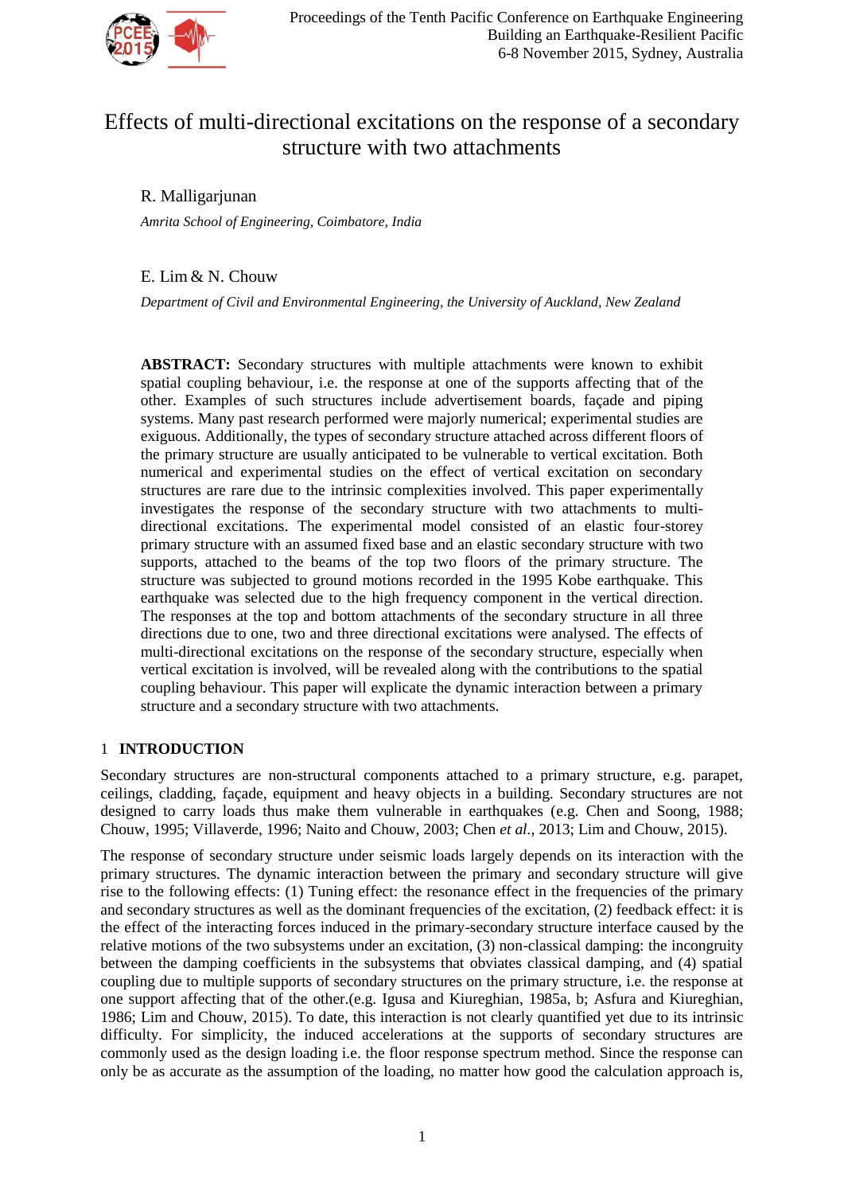# Effects of multi-directional excitations on the response of a secondary structure with two attachments

R. Malligarjunan

*Amrita School of Engineering, Coimbatore, India*

E. Lim & N. Chouw

*Department of Civil and Environmental Engineering, the University of Auckland, New Zealand*

**ABSTRACT:** Secondary structures with multiple attachments were known to exhibit spatial coupling behaviour, i.e. the response at one of the supports affecting that of the other. Examples of such structures include advertisement boards, façade and piping systems. Many past research performed were majorly numerical; experimental studies are exiguous. Additionally, the types of secondary structure attached across different floors of the primary structure are usually anticipated to be vulnerable to vertical excitation. Both numerical and experimental studies on the effect of vertical excitation on secondary structures are rare due to the intrinsic complexities involved. This paper experimentally investigates the response of the secondary structure with two attachments to multi-directional excitations. The experimental model consisted of an elastic four-storey primary structure with an assumed fixed base and an elastic secondary structure with two supports, attached to the beams of the top two floors of the primary structure. The structure was subjected to ground motions recorded in the 1995 Kobe earthquake. This earthquake was selected due to the high frequency component in the vertical direction. The responses at the top and bottom attachments of the secondary structure in all three directions due to one, two and three directional excitations were analysed. The effects of multi-directional excitations on the response of the secondary structure, especially when vertical excitation is involved, will be revealed along with the contributions to the spatial coupling behaviour. This paper will explicate the dynamic interaction between a primary structure and a secondary structure with two attachments.

## 1 INTRODUCTION

Secondary structures are non-structural components attached to a primary structure, e.g. parapet, ceilings, cladding, façade, equipment and heavy objects in a building. Secondary structures are not designed to carry loads thus make them vulnerable in earthquakes (e.g. Chen and Soong, 1988; Chouw, 1995; Villaverde, 1996; Naito and Chouw, 2003; Chen *et al.*, 2013; Lim and Chouw, 2015).

The response of secondary structure under seismic loads largely depends on its interaction with the primary structures. The dynamic interaction between the primary and secondary structure will give rise to the following effects: (1) Tuning effect: the resonance effect in the frequencies of the primary and secondary structures as well as the dominant frequencies of the excitation, (2) feedback effect: it is the effect of the interacting forces induced in the primary-secondary structure interface caused by the relative motions of the two subsystems under an excitation, (3) non-classical damping: the incongruity between the damping coefficients in the subsystems that obviates classical damping, and (4) spatial coupling due to multiple supports of secondary structures on the primary structure, i.e. the response at one support affecting that of the other.(e.g. Igusa and Kiureghian, 1985a, b; Asfura and Kiureghian, 1986; Lim and Chouw, 2015). To date, this interaction is not clearly quantified yet due to its intrinsic difficulty. For simplicity, the induced accelerations at the supports of secondary structures are commonly used as the design loading i.e. the floor response spectrum method. Since the response can only be as accurate as the assumption of the loading, no matter how good the calculation approach is,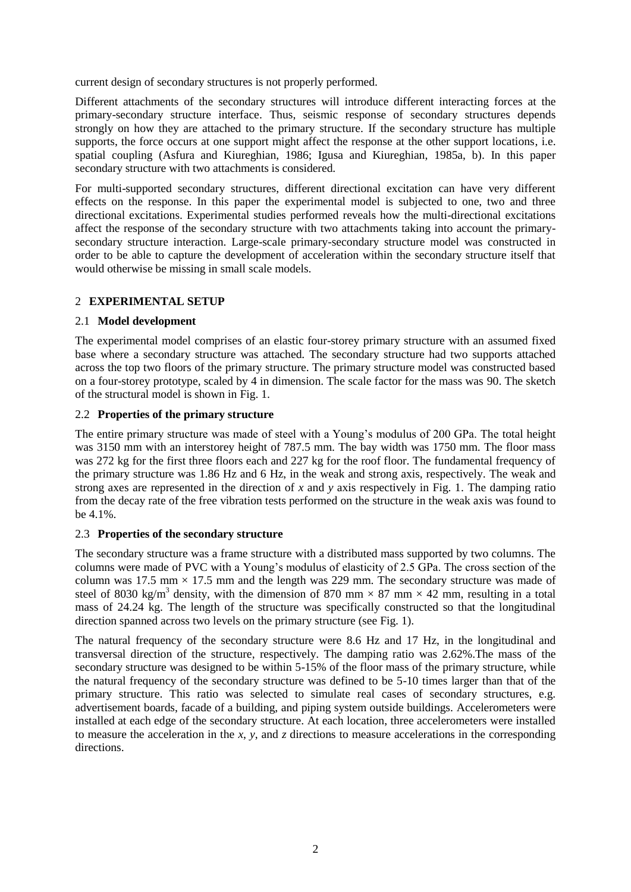current design of secondary structures is not properly performed.

Different attachments of the secondary structures will introduce different interacting forces at the primary-secondary structure interface. Thus, seismic response of secondary structures depends strongly on how they are attached to the primary structure. If the secondary structure has multiple supports, the force occurs at one support might affect the response at the other support locations, i.e. spatial coupling (Asfura and Kiureghian, 1986; Igusa and Kiureghian, 1985a, b). In this paper secondary structure with two attachments is considered.

For multi-supported secondary structures, different directional excitation can have very different effects on the response. In this paper the experimental model is subjected to one, two and three directional excitations. Experimental studies performed reveals how the multi-directional excitations affect the response of the secondary structure with two attachments taking into account the primary-secondary structure interaction. Large-scale primary-secondary structure model was constructed in order to be able to capture the development of acceleration within the secondary structure itself that would otherwise be missing in small scale models.

## 2 EXPERIMENTAL SETUP

### 2.1 Model development

The experimental model comprises of an elastic four-storey primary structure with an assumed fixed base where a secondary structure was attached. The secondary structure had two supports attached across the top two floors of the primary structure. The primary structure model was constructed based on a four-storey prototype, scaled by 4 in dimension. The scale factor for the mass was 90. The sketch of the structural model is shown in Fig. 1.

### 2.2 Properties of the primary structure

The entire primary structure was made of steel with a Young's modulus of 200 GPa. The total height was 3150 mm with an interstorey height of 787.5 mm. The bay width was 1750 mm. The floor mass was 272 kg for the first three floors each and 227 kg for the roof floor. The fundamental frequency of the primary structure was 1.86 Hz and 6 Hz, in the weak and strong axis, respectively. The weak and strong axes are represented in the direction of *x* and *y* axis respectively in Fig. 1. The damping ratio from the decay rate of the free vibration tests performed on the structure in the weak axis was found to be 4.1%.

### 2.3 Properties of the secondary structure

The secondary structure was a frame structure with a distributed mass supported by two columns. The columns were made of PVC with a Young's modulus of elasticity of 2.5 GPa. The cross section of the column was 17.5 mm × 17.5 mm and the length was 229 mm. The secondary structure was made of steel of 8030 kg/m$^3$ density, with the dimension of 870 mm × 87 mm × 42 mm, resulting in a total mass of 24.24 kg. The length of the structure was specifically constructed so that the longitudinal direction spanned across two levels on the primary structure (see Fig. 1).

The natural frequency of the secondary structure were 8.6 Hz and 17 Hz, in the longitudinal and transversal direction of the structure, respectively. The damping ratio was 2.62%.The mass of the secondary structure was designed to be within 5-15% of the floor mass of the primary structure, while the natural frequency of the secondary structure was defined to be 5-10 times larger than that of the primary structure. This ratio was selected to simulate real cases of secondary structures, e.g. advertisement boards, facade of a building, and piping system outside buildings. Accelerometers were installed at each edge of the secondary structure. At each location, three accelerometers were installed to measure the acceleration in the *x*, *y*, and *z* directions to measure accelerations in the corresponding directions.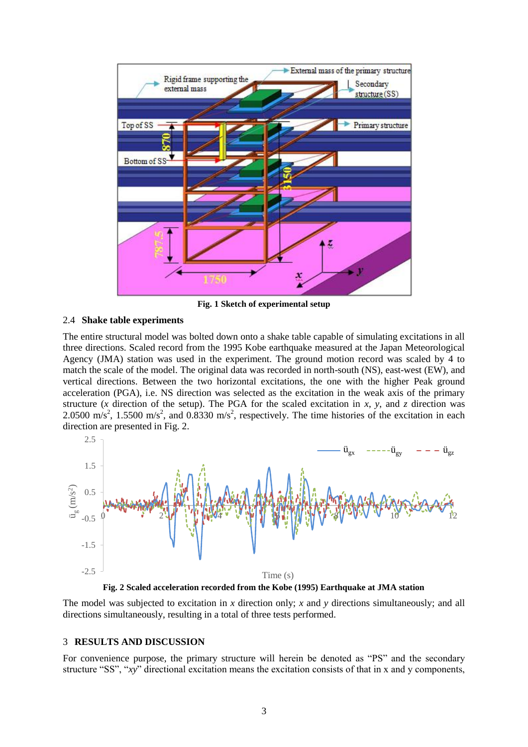External mass of the primary structure

Rigid frame supporting the external mass

Secondary structure (SS)

Top of SS

Primary structure

870

Bottom of SS

3150

787.5

1750

z

y

x

**Fig. 1 Sketch of experimental setup**

## 2.4 Shake table experiments

The entire structural model was bolted down onto a shake table capable of simulating excitations in all three directions. Scaled record from the 1995 Kobe earthquake measured at the Japan Meteorological Agency (JMA) station was used in the experiment. The ground motion record was scaled by 4 to match the scale of the model. The original data was recorded in north-south (NS), east-west (EW), and vertical directions. Between the two horizontal excitations, the one with the higher Peak ground acceleration (PGA), i.e. NS direction was selected as the excitation in the weak axis of the primary structure (*x* direction of the setup). The PGA for the scaled excitation in *x*, *y*, and *z* direction was 2.0500 m/s$^2$, 1.5500 m/s$^2$, and 0.8330 m/s$^2$, respectively. The time histories of the excitation in each direction are presented in Fig. 2.

$\ddot{u}_{gx}$

$\ddot{u}_{gy}$

$\ddot{u}_{gz}$

$\ddot{u}_g$ (m/s$^2$)

2.5

1.5

0.5

-0.5

-1.5

-2.5

0

2

4

6

8

10

12

Time (s)

**Fig. 2 Scaled acceleration recorded from the Kobe (1995) Earthquake at JMA station**

The model was subjected to excitation in *x* direction only; *x* and *y* directions simultaneously; and all directions simultaneously, resulting in a total of three tests performed.

# 3 RESULTS AND DISCUSSION

For convenience purpose, the primary structure will herein be denoted as "PS" and the secondary structure "SS", "*xy*" directional excitation means the excitation consists of that in x and y components,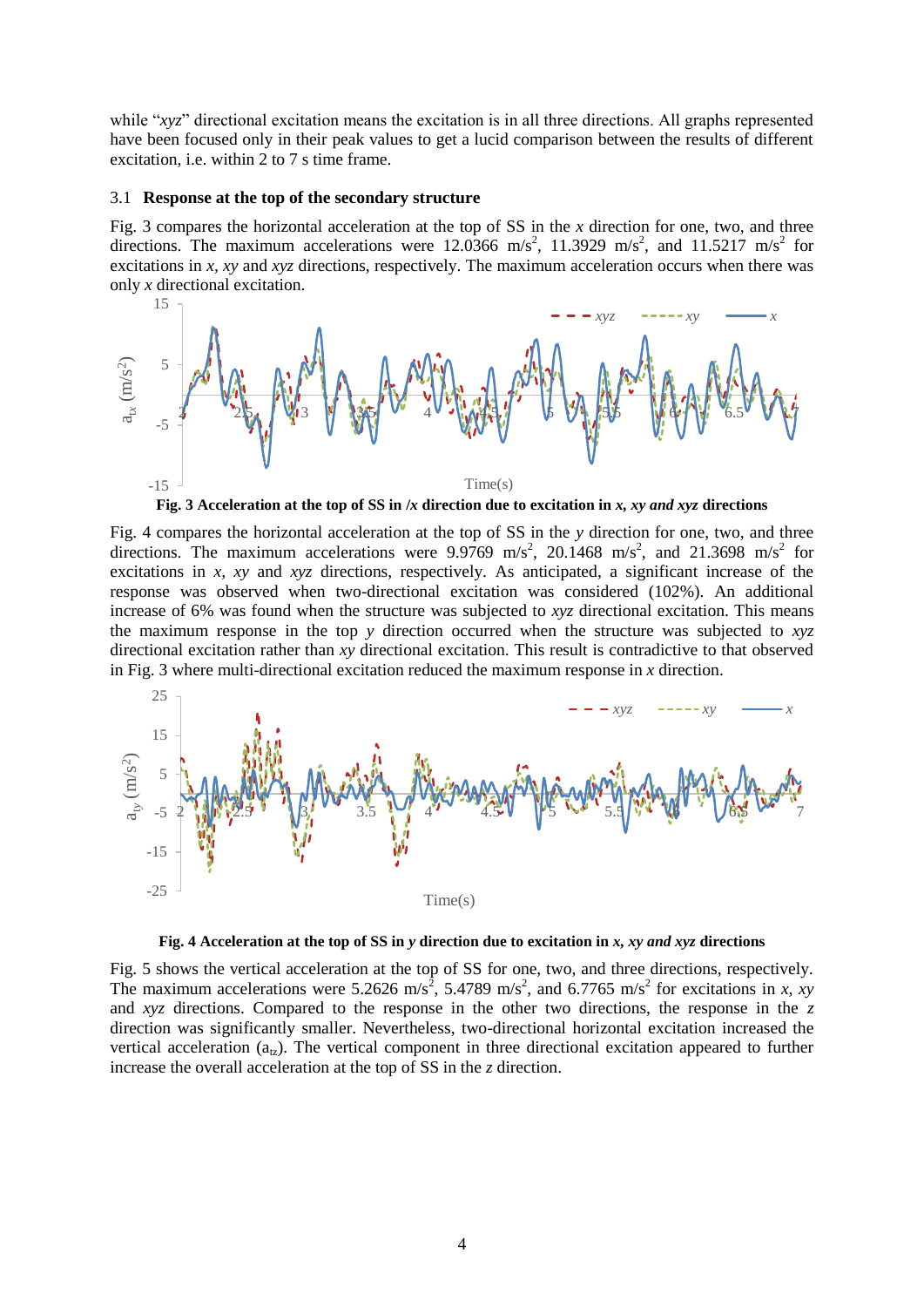while "*xyz*" directional excitation means the excitation is in all three directions. All graphs represented have been focused only in their peak values to get a lucid comparison between the results of different excitation, i.e. within 2 to 7 s time frame.

## 3.1 Response at the top of the secondary structure

Fig. 3 compares the horizontal acceleration at the top of SS in the *x* direction for one, two, and three directions. The maximum accelerations were 12.0366 m/s$^2$, 11.3929 m/s$^2$, and 11.5217 m/s$^2$ for excitations in *x*, *xy* and *xyz* directions, respectively. The maximum acceleration occurs when there was only *x* directional excitation.

15
5
-5
-15
$a_{tx}$ (m/s$^2$)
2 2.5 3 3.5 4 4.5 5 5.5 6 6.5 7
Time(s)
*xyz* *xy* *x*

**Fig. 3 Acceleration at the top of SS in /*x* direction due to excitation in *x, xy and xyz* directions**

Fig. 4 compares the horizontal acceleration at the top of SS in the *y* direction for one, two, and three directions. The maximum accelerations were 9.9769 m/s$^2$, 20.1468 m/s$^2$, and 21.3698 m/s$^2$ for excitations in *x*, *xy* and *xyz* directions, respectively. As anticipated, a significant increase of the response was observed when two-directional excitation was considered (102%). An additional increase of 6% was found when the structure was subjected to *xyz* directional excitation. This means the maximum response in the top *y* direction occurred when the structure was subjected to *xyz* directional excitation rather than *xy* directional excitation. This result is contradictive to that observed in Fig. 3 where multi-directional excitation reduced the maximum response in *x* direction.

25
15
5
-5
-15
-25
$a_{ty}$ (m/s$^2$)
2 2.5 3 3.5 4 4.5 5 5.5 6 6.5 7
Time(s)
*xyz* *xy* *x*

**Fig. 4 Acceleration at the top of SS in *y* direction due to excitation in *x, xy and xyz* directions**

Fig. 5 shows the vertical acceleration at the top of SS for one, two, and three directions, respectively. The maximum accelerations were 5.2626 m/s$^2$, 5.4789 m/s$^2$, and 6.7765 m/s$^2$ for excitations in *x*, *xy* and *xyz* directions. Compared to the response in the other two directions, the response in the *z* direction was significantly smaller. Nevertheless, two-directional horizontal excitation increased the vertical acceleration ($a_{tz}$). The vertical component in three directional excitation appeared to further increase the overall acceleration at the top of SS in the *z* direction.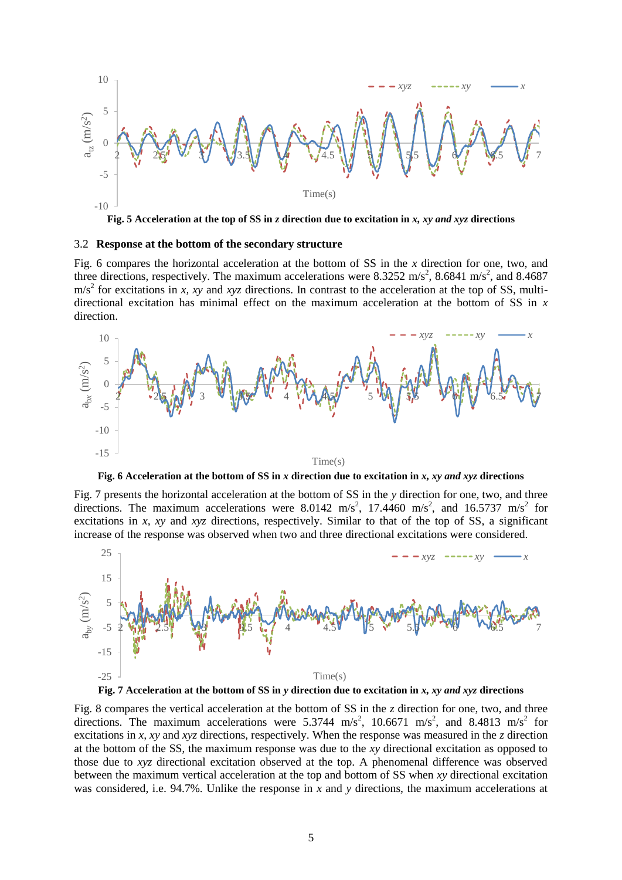10

5

0

-5

-10

$a_{tz}$ (m/s²)

2 2.5 3 3.5 4 4.5 5 5.5 6 6.5 7

Time(s)

*xyz* *xy* *x*

**Fig. 5 Acceleration at the top of SS in *z* direction due to excitation in *x, xy and xyz* directions**

## 3.2 Response at the bottom of the secondary structure

Fig. 6 compares the horizontal acceleration at the bottom of SS in the *x* direction for one, two, and three directions, respectively. The maximum accelerations were 8.3252 m/s$^2$, 8.6841 m/s$^2$, and 8.4687 m/s$^2$ for excitations in *x*, *xy* and *xyz* directions. In contrast to the acceleration at the top of SS, multi-directional excitation has minimal effect on the maximum acceleration at the bottom of SS in *x* direction.

10

5

0

-5

-10

-15

$a_{bx}$ (m/s²)

2 2.5 3 3.5 4 4.5 5 5.5 6 6.5 7

Time(s)

*xyz* *xy* *x*

**Fig. 6 Acceleration at the bottom of SS in *x* direction due to excitation in *x, xy and xyz* directions**

Fig. 7 presents the horizontal acceleration at the bottom of SS in the *y* direction for one, two, and three directions. The maximum accelerations were 8.0142 m/s$^2$, 17.4460 m/s$^2$, and 16.5737 m/s$^2$ for excitations in *x*, *xy* and *xyz* directions, respectively. Similar to that of the top of SS, a significant increase of the response was observed when two and three directional excitations were considered.

25

15

5

-5

-15

-25

$a_{by}$ (m/s²)

2 2.5 3 3.5 4 4.5 5 5.5 6 6.5 7

Time(s)

*xyz* *xy* *x*

**Fig. 7 Acceleration at the bottom of SS in *y* direction due to excitation in *x, xy and xyz* directions**

Fig. 8 compares the vertical acceleration at the bottom of SS in the *z* direction for one, two, and three directions. The maximum accelerations were 5.3744 m/s$^2$, 10.6671 m/s$^2$, and 8.4813 m/s$^2$ for excitations in *x, xy* and *xyz* directions, respectively. When the response was measured in the *z* direction at the bottom of the SS, the maximum response was due to the *xy* directional excitation as opposed to those due to *xyz* directional excitation observed at the top. A phenomenal difference was observed between the maximum vertical acceleration at the top and bottom of SS when *xy* directional excitation was considered, i.e. 94.7%. Unlike the response in *x* and *y* directions, the maximum accelerations at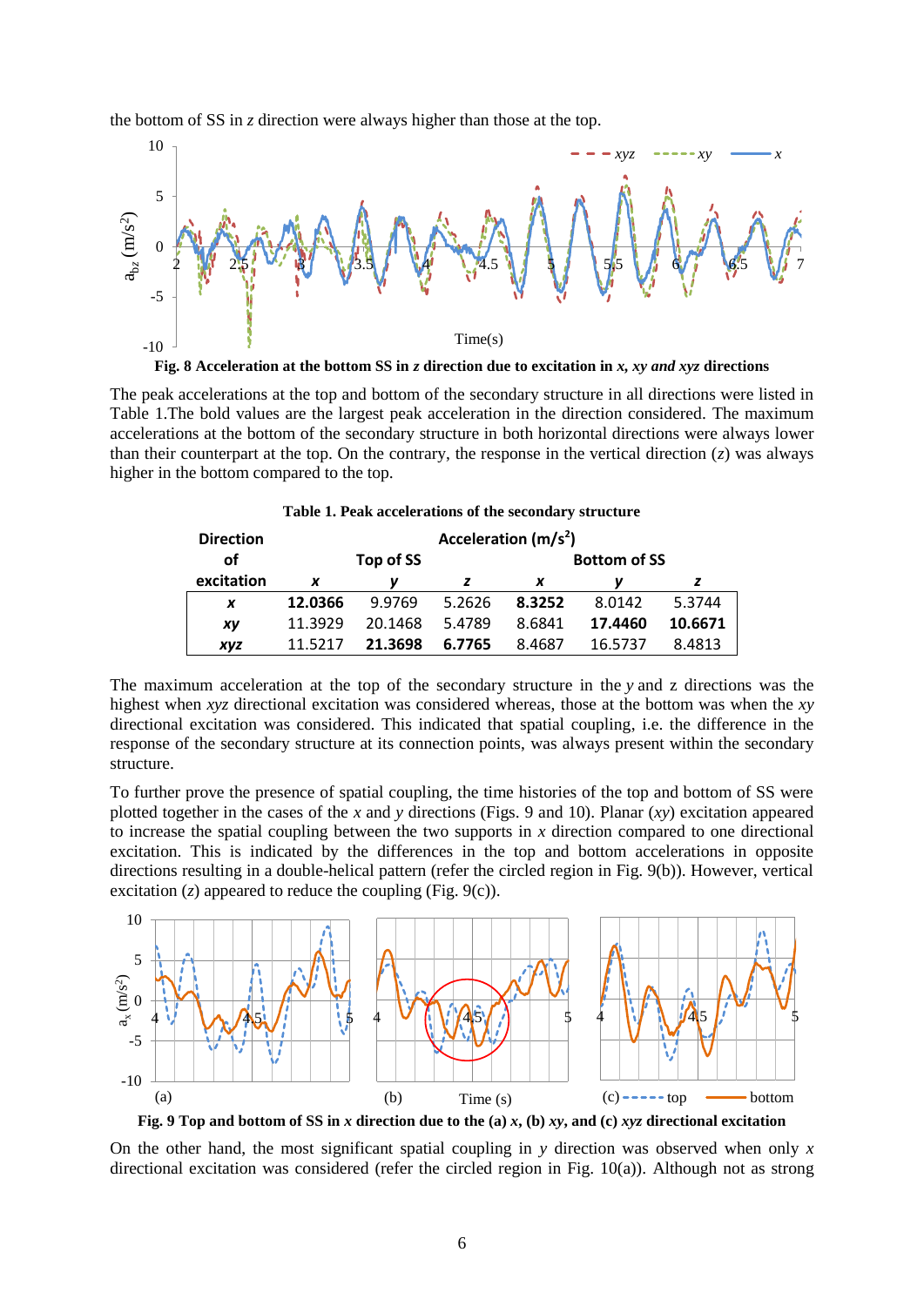the bottom of SS in *z* direction were always higher than those at the top.

10
5
0
-5
-10
$a_{bz}$ (m/s$^2$)
2
2.5
3
3.5
4
4.5
5
5.5
6
6.5
7
Time(s)
*xyz* *xy* *x*

**Fig. 8 Acceleration at the bottom SS in *z* direction due to excitation in *x, xy and xyz* directions**

The peak accelerations at the top and bottom of the secondary structure in all directions were listed in Table 1.The bold values are the largest peak acceleration in the direction considered. The maximum accelerations at the bottom of the secondary structure in both horizontal directions were always lower than their counterpart at the top. On the contrary, the response in the vertical direction (*z*) was always higher in the bottom compared to the top.

**Table 1. Peak accelerations of the secondary structure**

| Direction of excitation | Acceleration (m/s$^2$) | | | | | |
|---|---|---|---|---|---|---|
| | Top of SS | | | Bottom of SS | | |
| | *x* | *y* | *z* | *x* | *y* | *z* |
| ***x*** | **12.0366** | 9.9769 | 5.2626 | **8.3252** | 8.0142 | 5.3744 |
| ***xy*** | 11.3929 | 20.1468 | 5.4789 | 8.6841 | **17.4460** | **10.6671** |
| ***xyz*** | 11.5217 | **21.3698** | **6.7765** | 8.4687 | 16.5737 | 8.4813 |

The maximum acceleration at the top of the secondary structure in the *y* and z directions was the highest when *xyz* directional excitation was considered whereas, those at the bottom was when the *xy* directional excitation was considered. This indicated that spatial coupling, i.e. the difference in the response of the secondary structure at its connection points, was always present within the secondary structure.

To further prove the presence of spatial coupling, the time histories of the top and bottom of SS were plotted together in the cases of the *x* and *y* directions (Figs. 9 and 10). Planar (*xy*) excitation appeared to increase the spatial coupling between the two supports in *x* direction compared to one directional excitation. This is indicated by the differences in the top and bottom accelerations in opposite directions resulting in a double-helical pattern (refer the circled region in Fig. 9(b)). However, vertical excitation (*z*) appeared to reduce the coupling (Fig. 9(c)).

10
5
0
-5
-10
$a_x$ (m/s$^2$)
4
4.5
5
(a)
(b)
Time (s)
(c) top bottom

**Fig. 9 Top and bottom of SS in *x* direction due to the (a) *x*, (b) *xy*, and (c) *xyz* directional excitation**

On the other hand, the most significant spatial coupling in *y* direction was observed when only *x* directional excitation was considered (refer the circled region in Fig. 10(a)). Although not as strong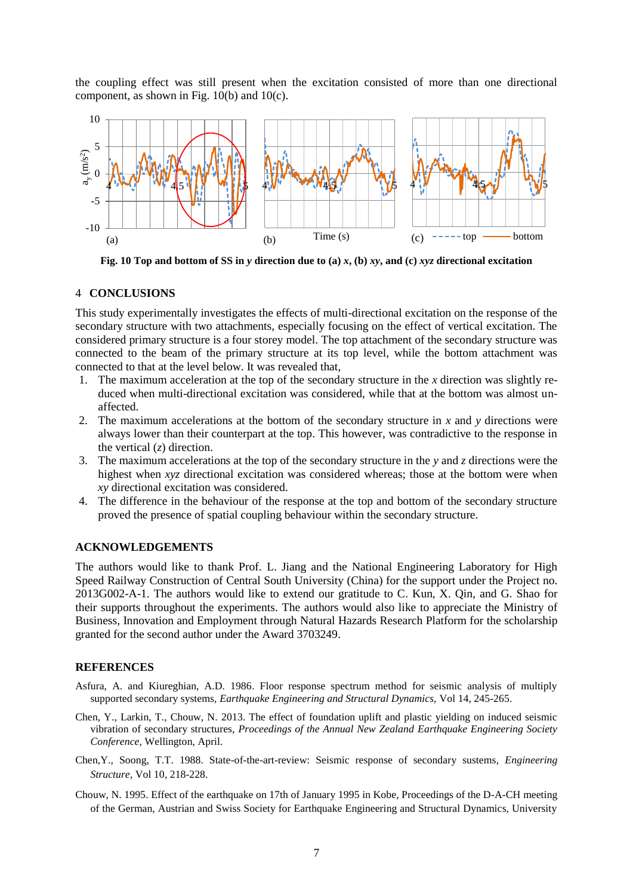the coupling effect was still present when the excitation consisted of more than one directional component, as shown in Fig. 10(b) and 10(c).

10
5
0
-5
-10
$a_y$ (m/s$^2$)
4
4.5
5
(a)
(b)
Time (s)
(c) top bottom

**Fig. 10 Top and bottom of SS in *y* direction due to (a) *x*, (b) *xy*, and (c) *xyz* directional excitation**

## 4 CONCLUSIONS

This study experimentally investigates the effects of multi-directional excitation on the response of the secondary structure with two attachments, especially focusing on the effect of vertical excitation. The considered primary structure is a four storey model. The top attachment of the secondary structure was connected to the beam of the primary structure at its top level, while the bottom attachment was connected to that at the level below. It was revealed that,

1. The maximum acceleration at the top of the secondary structure in the *x* direction was slightly reduced when multi-directional excitation was considered, while that at the bottom was almost unaffected.
2. The maximum accelerations at the bottom of the secondary structure in *x* and *y* directions were always lower than their counterpart at the top. This however, was contradictive to the response in the vertical (*z*) direction.
3. The maximum accelerations at the top of the secondary structure in the *y* and *z* directions were the highest when *xyz* directional excitation was considered whereas; those at the bottom were when *xy* directional excitation was considered.
4. The difference in the behaviour of the response at the top and bottom of the secondary structure proved the presence of spatial coupling behaviour within the secondary structure.

## ACKNOWLEDGEMENTS

The authors would like to thank Prof. L. Jiang and the National Engineering Laboratory for High Speed Railway Construction of Central South University (China) for the support under the Project no. 2013G002-A-1. The authors would like to extend our gratitude to C. Kun, X. Qin, and G. Shao for their supports throughout the experiments. The authors would also like to appreciate the Ministry of Business, Innovation and Employment through Natural Hazards Research Platform for the scholarship granted for the second author under the Award 3703249.

## REFERENCES

Asfura, A. and Kiureghian, A.D. 1986. Floor response spectrum method for seismic analysis of multiply supported secondary systems, *Earthquake Engineering and Structural Dynamics*, Vol 14, 245-265.

Chen, Y., Larkin, T., Chouw, N. 2013. The effect of foundation uplift and plastic yielding on induced seismic vibration of secondary structures, *Proceedings of the Annual New Zealand Earthquake Engineering Society Conference*, Wellington, April.

Chen,Y., Soong, T.T. 1988. State-of-the-art-review: Seismic response of secondary sustems, *Engineering Structure*, Vol 10, 218-228.

Chouw, N. 1995. Effect of the earthquake on 17th of January 1995 in Kobe, Proceedings of the D-A-CH meeting of the German, Austrian and Swiss Society for Earthquake Engineering and Structural Dynamics, University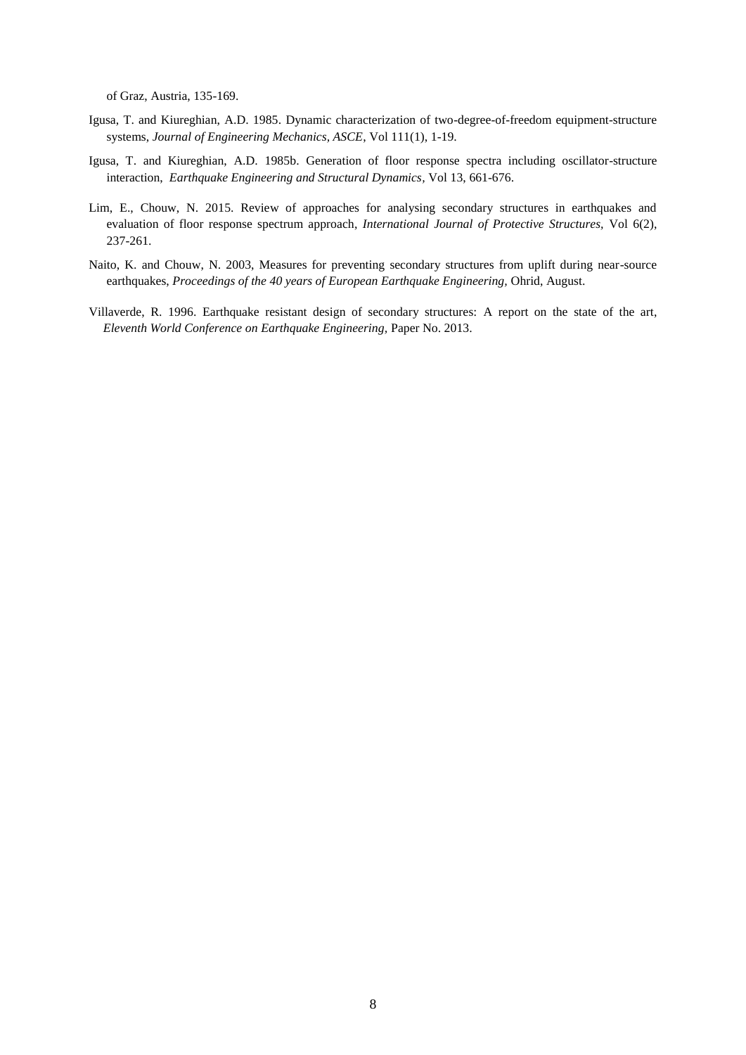of Graz, Austria, 135-169.

Igusa, T. and Kiureghian, A.D. 1985. Dynamic characterization of two-degree-of-freedom equipment-structure systems, *Journal of Engineering Mechanics, ASCE*, Vol 111(1), 1-19.

Igusa, T. and Kiureghian, A.D. 1985b. Generation of floor response spectra including oscillator-structure interaction, *Earthquake Engineering and Structural Dynamics*, Vol 13, 661-676.

Lim, E., Chouw, N. 2015. Review of approaches for analysing secondary structures in earthquakes and evaluation of floor response spectrum approach, *International Journal of Protective Structures*, Vol 6(2), 237-261.

Naito, K. and Chouw, N. 2003, Measures for preventing secondary structures from uplift during near-source earthquakes, *Proceedings of the 40 years of European Earthquake Engineering*, Ohrid, August.

Villaverde, R. 1996. Earthquake resistant design of secondary structures: A report on the state of the art, *Eleventh World Conference on Earthquake Engineering*, Paper No. 2013.